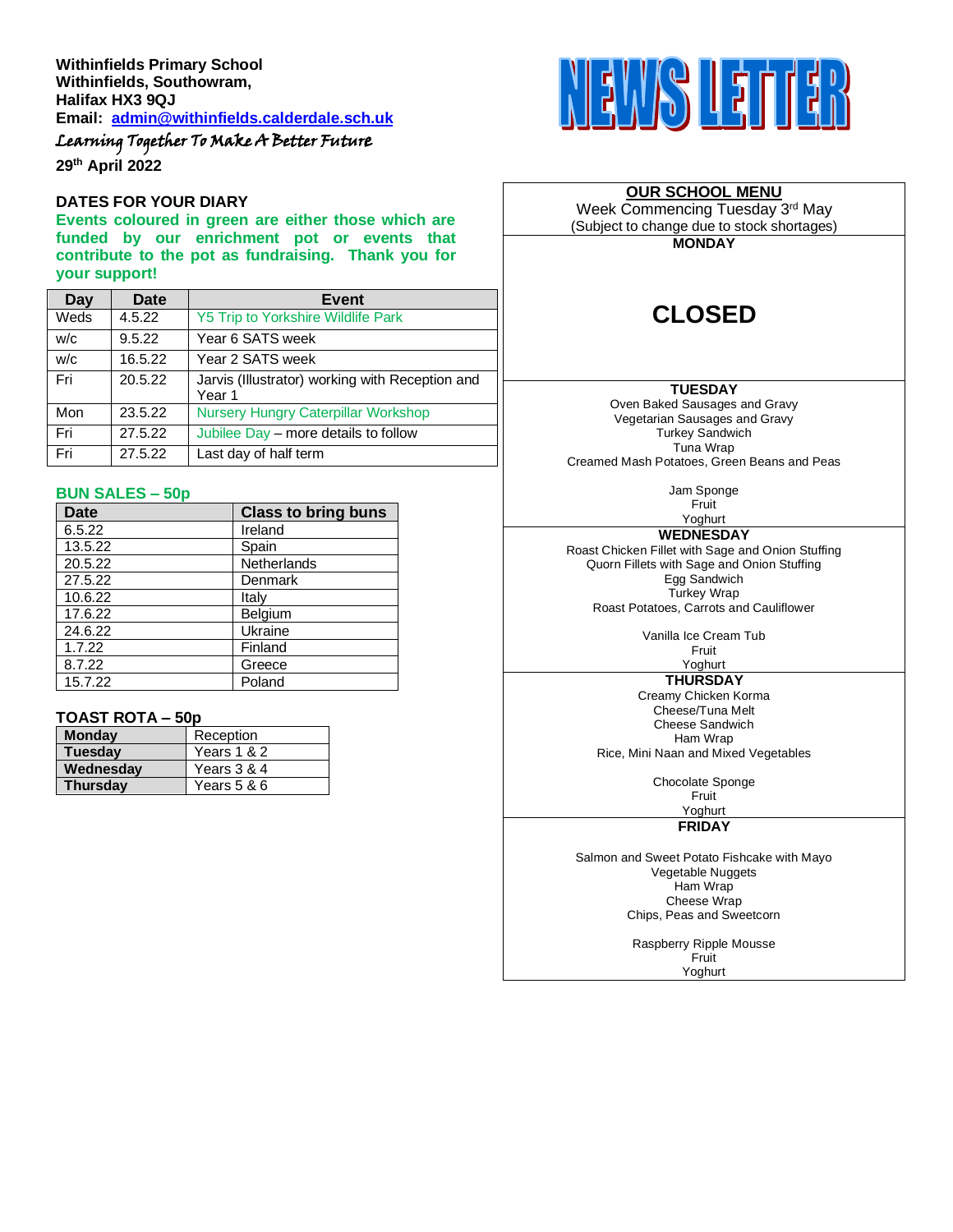**Withinfields Primary School**
**Withinfields, Southowram,**
**Halifax HX3 9QJ**
**Email: admin@withinfields.calderdale.sch.uk**

*Learning Together To Make A Better Future*

**29th April 2022**

# NEWS LETTER

## DATES FOR YOUR DIARY

**Events coloured in green are either those which are funded by our enrichment pot or events that contribute to the pot as fundraising. Thank you for your support!**

| Day | Date | Event |
|---|---|---|
| Weds | 4.5.22 | Y5 Trip to Yorkshire Wildlife Park |
| w/c | 9.5.22 | Year 6 SATS week |
| w/c | 16.5.22 | Year 2 SATS week |
| Fri | 20.5.22 | Jarvis (Illustrator) working with Reception and Year 1 |
| Mon | 23.5.22 | Nursery Hungry Caterpillar Workshop |
| Fri | 27.5.22 | Jubilee Day – more details to follow |
| Fri | 27.5.22 | Last day of half term |

## BUN SALES – 50p

| Date | Class to bring buns |
|---|---|
| 6.5.22 | Ireland |
| 13.5.22 | Spain |
| 20.5.22 | Netherlands |
| 27.5.22 | Denmark |
| 10.6.22 | Italy |
| 17.6.22 | Belgium |
| 24.6.22 | Ukraine |
| 1.7.22 | Finland |
| 8.7.22 | Greece |
| 15.7.22 | Poland |

## TOAST ROTA – 50p

| Day | Year group |
|---|---|
| **Monday** | Reception |
| **Tuesday** | Years 1 & 2 |
| **Wednesday** | Years 3 & 4 |
| **Thursday** | Years 5 & 6 |

## OUR SCHOOL MENU

Week Commencing Tuesday 3rd May
(Subject to change due to stock shortages)

### MONDAY

**CLOSED**

### TUESDAY

Oven Baked Sausages and Gravy
Vegetarian Sausages and Gravy
Turkey Sandwich
Tuna Wrap
Creamed Mash Potatoes, Green Beans and Peas

Jam Sponge
Fruit
Yoghurt

### WEDNESDAY

Roast Chicken Fillet with Sage and Onion Stuffing
Quorn Fillets with Sage and Onion Stuffing
Egg Sandwich
Turkey Wrap
Roast Potatoes, Carrots and Cauliflower

Vanilla Ice Cream Tub
Fruit
Yoghurt

### THURSDAY

Creamy Chicken Korma
Cheese/Tuna Melt
Cheese Sandwich
Ham Wrap
Rice, Mini Naan and Mixed Vegetables

Chocolate Sponge
Fruit
Yoghurt

### FRIDAY

Salmon and Sweet Potato Fishcake with Mayo
Vegetable Nuggets
Ham Wrap
Cheese Wrap
Chips, Peas and Sweetcorn

Raspberry Ripple Mousse
Fruit
Yoghurt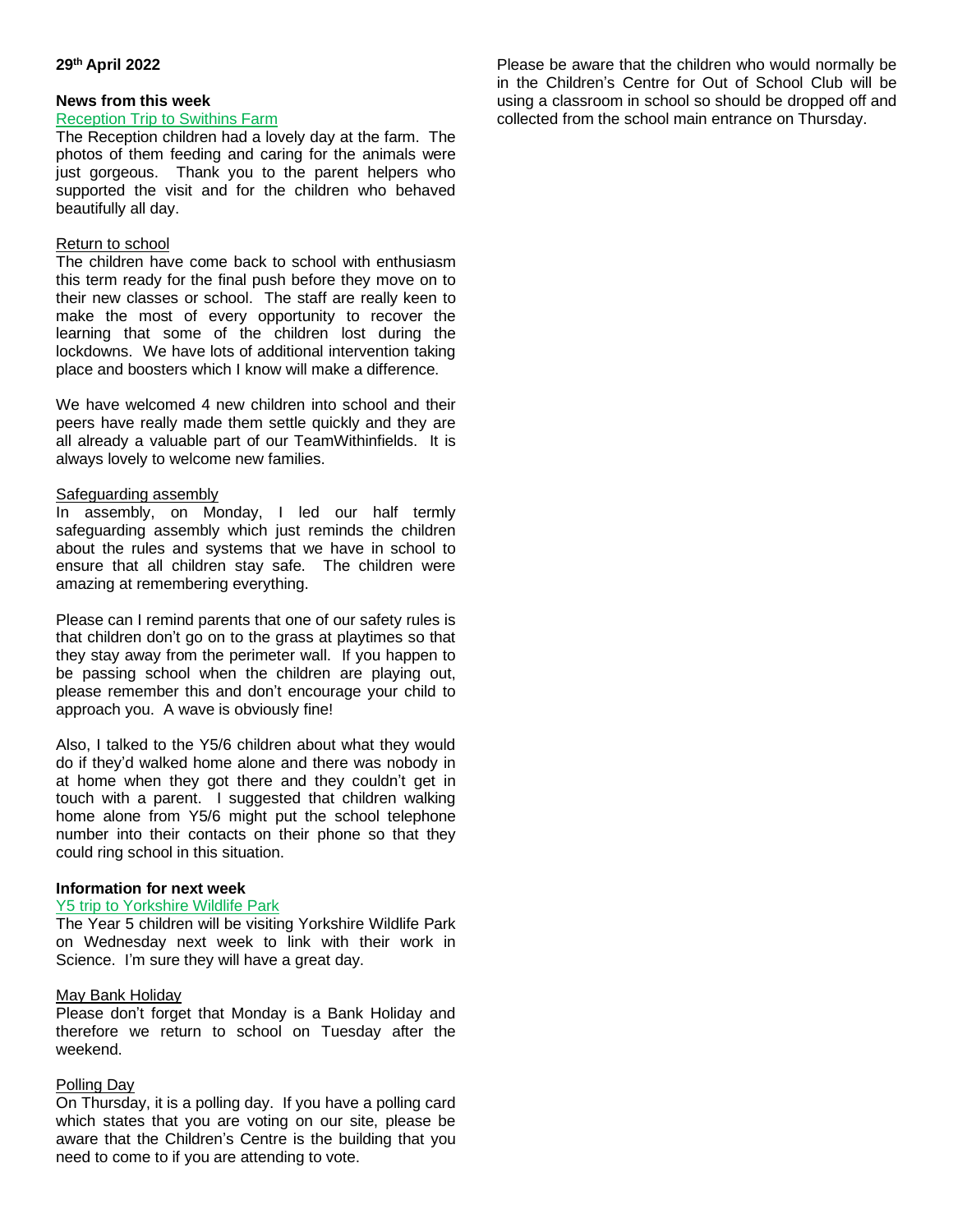**29th April 2022**

**News from this week**

Reception Trip to Swithins Farm

The Reception children had a lovely day at the farm. The photos of them feeding and caring for the animals were just gorgeous. Thank you to the parent helpers who supported the visit and for the children who behaved beautifully all day.

Return to school

The children have come back to school with enthusiasm this term ready for the final push before they move on to their new classes or school. The staff are really keen to make the most of every opportunity to recover the learning that some of the children lost during the lockdowns. We have lots of additional intervention taking place and boosters which I know will make a difference.

We have welcomed 4 new children into school and their peers have really made them settle quickly and they are all already a valuable part of our TeamWithinfields. It is always lovely to welcome new families.

Safeguarding assembly

In assembly, on Monday, I led our half termly safeguarding assembly which just reminds the children about the rules and systems that we have in school to ensure that all children stay safe. The children were amazing at remembering everything.

Please can I remind parents that one of our safety rules is that children don't go on to the grass at playtimes so that they stay away from the perimeter wall. If you happen to be passing school when the children are playing out, please remember this and don't encourage your child to approach you. A wave is obviously fine!

Also, I talked to the Y5/6 children about what they would do if they'd walked home alone and there was nobody in at home when they got there and they couldn't get in touch with a parent. I suggested that children walking home alone from Y5/6 might put the school telephone number into their contacts on their phone so that they could ring school in this situation.

**Information for next week**

Y5 trip to Yorkshire Wildlife Park

The Year 5 children will be visiting Yorkshire Wildlife Park on Wednesday next week to link with their work in Science. I'm sure they will have a great day.

May Bank Holiday

Please don't forget that Monday is a Bank Holiday and therefore we return to school on Tuesday after the weekend.

Polling Day

On Thursday, it is a polling day. If you have a polling card which states that you are voting on our site, please be aware that the Children's Centre is the building that you need to come to if you are attending to vote.

Please be aware that the children who would normally be in the Children's Centre for Out of School Club will be using a classroom in school so should be dropped off and collected from the school main entrance on Thursday.